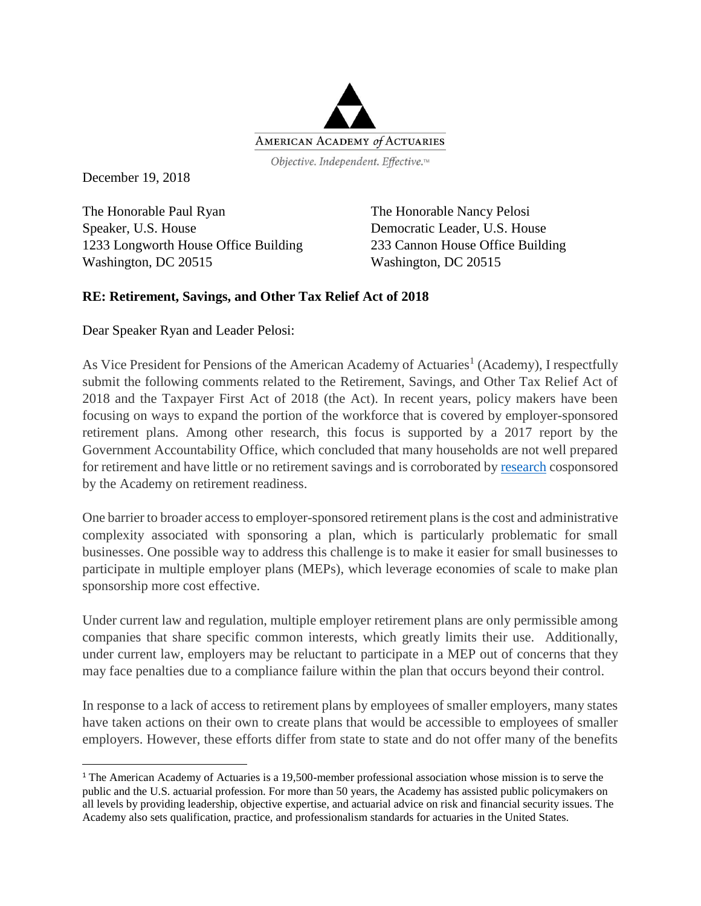AMERICAN ACADEMY *of* ACTUARIES

*Objective. Independent. Effective.*™

December 19, 2018

The Honorable Paul Ryan
Speaker, U.S. House
1233 Longworth House Office Building
Washington, DC 20515

The Honorable Nancy Pelosi
Democratic Leader, U.S. House
233 Cannon House Office Building
Washington, DC 20515

**RE: Retirement, Savings, and Other Tax Relief Act of 2018**

Dear Speaker Ryan and Leader Pelosi:

As Vice President for Pensions of the American Academy of Actuaries[1] (Academy), I respectfully submit the following comments related to the Retirement, Savings, and Other Tax Relief Act of 2018 and the Taxpayer First Act of 2018 (the Act). In recent years, policy makers have been focusing on ways to expand the portion of the workforce that is covered by employer-sponsored retirement plans. Among other research, this focus is supported by a 2017 report by the Government Accountability Office, which concluded that many households are not well prepared for retirement and have little or no retirement savings and is corroborated by research cosponsored by the Academy on retirement readiness.

One barrier to broader access to employer-sponsored retirement plans is the cost and administrative complexity associated with sponsoring a plan, which is particularly problematic for small businesses. One possible way to address this challenge is to make it easier for small businesses to participate in multiple employer plans (MEPs), which leverage economies of scale to make plan sponsorship more cost effective.

Under current law and regulation, multiple employer retirement plans are only permissible among companies that share specific common interests, which greatly limits their use. Additionally, under current law, employers may be reluctant to participate in a MEP out of concerns that they may face penalties due to a compliance failure within the plan that occurs beyond their control.

In response to a lack of access to retirement plans by employees of smaller employers, many states have taken actions on their own to create plans that would be accessible to employees of smaller employers. However, these efforts differ from state to state and do not offer many of the benefits

[1] The American Academy of Actuaries is a 19,500-member professional association whose mission is to serve the public and the U.S. actuarial profession. For more than 50 years, the Academy has assisted public policymakers on all levels by providing leadership, objective expertise, and actuarial advice on risk and financial security issues. The Academy also sets qualification, practice, and professionalism standards for actuaries in the United States.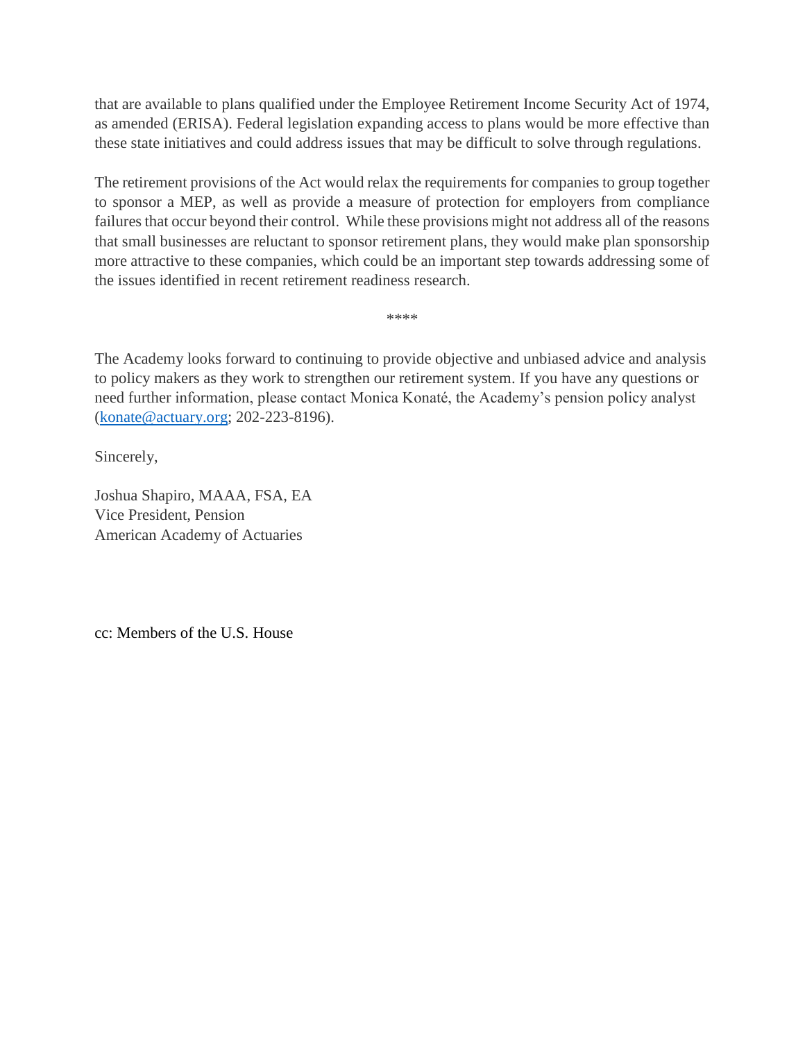that are available to plans qualified under the Employee Retirement Income Security Act of 1974, as amended (ERISA). Federal legislation expanding access to plans would be more effective than these state initiatives and could address issues that may be difficult to solve through regulations.

The retirement provisions of the Act would relax the requirements for companies to group together to sponsor a MEP, as well as provide a measure of protection for employers from compliance failures that occur beyond their control. While these provisions might not address all of the reasons that small businesses are reluctant to sponsor retirement plans, they would make plan sponsorship more attractive to these companies, which could be an important step towards addressing some of the issues identified in recent retirement readiness research.

****

The Academy looks forward to continuing to provide objective and unbiased advice and analysis to policy makers as they work to strengthen our retirement system. If you have any questions or need further information, please contact Monica Konaté, the Academy's pension policy analyst (konate@actuary.org; 202-223-8196).

Sincerely,

Joshua Shapiro, MAAA, FSA, EA
Vice President, Pension
American Academy of Actuaries

cc: Members of the U.S. House